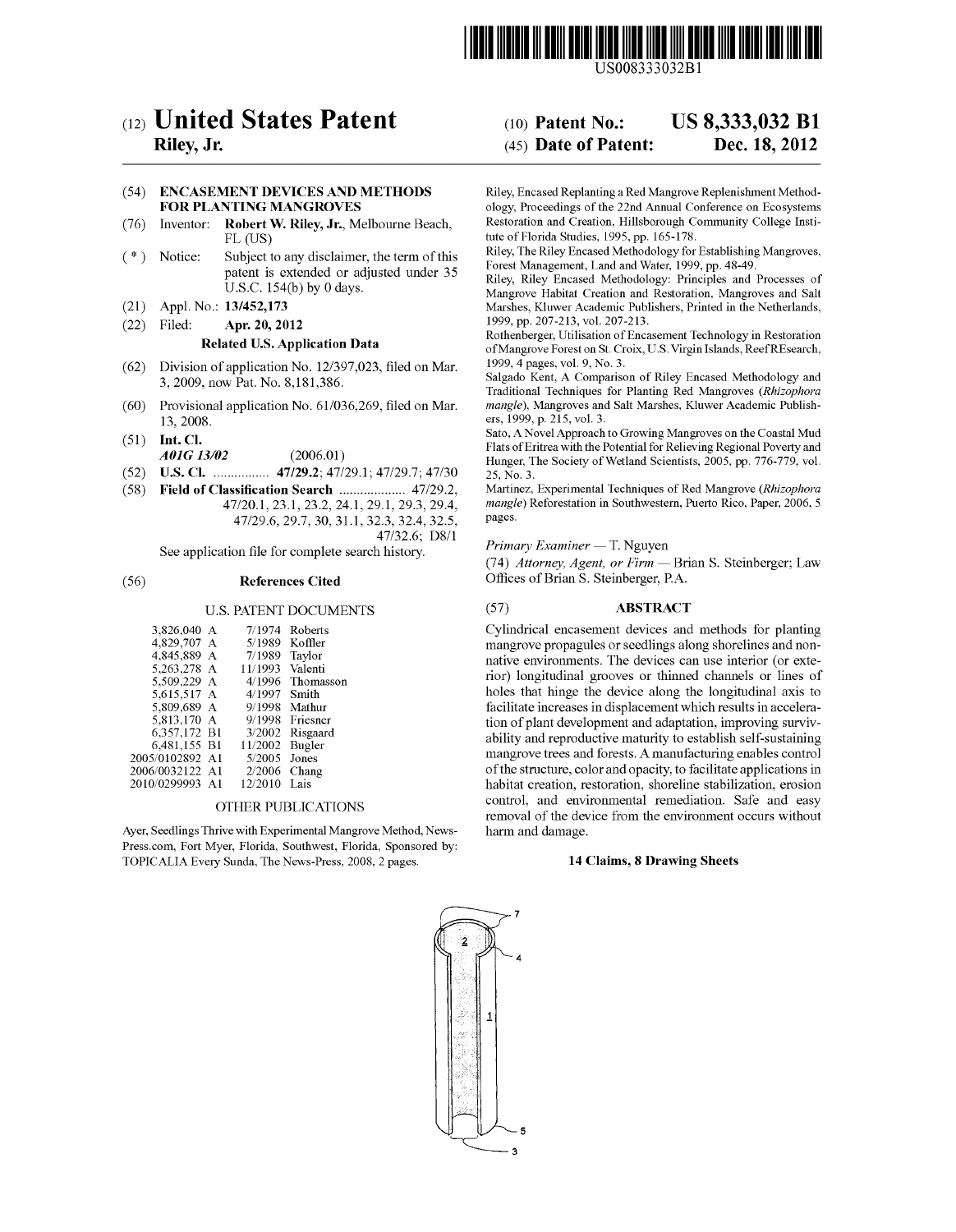US008333032B1

# (12) United States Patent
**Riley, Jr.**

(10) **Patent No.: US 8,333,032 B1**

(45) **Date of Patent: Dec. 18, 2012**

(54) **ENCASEMENT DEVICES AND METHODS FOR PLANTING MANGROVES**

(76) Inventor: **Robert W. Riley, Jr.**, Melbourne Beach, FL (US)

( * ) Notice: Subject to any disclaimer, the term of this patent is extended or adjusted under 35 U.S.C. 154(b) by 0 days.

(21) Appl. No.: **13/452,173**

(22) Filed: **Apr. 20, 2012**

**Related U.S. Application Data**

(62) Division of application No. 12/397,023, filed on Mar. 3, 2009, now Pat. No. 8,181,386.

(60) Provisional application No. 61/036,269, filed on Mar. 13, 2008.

(51) **Int. Cl.**
*A01G 13/02* (2006.01)

(52) **U.S. Cl.** ................ **47/29.2**; 47/29.1; 47/29.7; 47/30

(58) **Field of Classification Search** ................... 47/29.2, 47/20.1, 23.1, 23.2, 24.1, 29.1, 29.3, 29.4, 47/29.6, 29.7, 30, 31.1, 32.3, 32.4, 32.5, 47/32.6; D8/1
See application file for complete search history.

(56) **References Cited**

U.S. PATENT DOCUMENTS

| | | |
|---|---|---|
| 3,826,040 A | 7/1974 | Roberts |
| 4,829,707 A | 5/1989 | Koffler |
| 4,845,889 A | 7/1989 | Taylor |
| 5,263,278 A | 11/1993 | Valenti |
| 5,509,229 A | 4/1996 | Thomasson |
| 5,615,517 A | 4/1997 | Smith |
| 5,809,689 A | 9/1998 | Mathur |
| 5,813,170 A | 9/1998 | Friesner |
| 6,357,172 B1 | 3/2002 | Risgaard |
| 6,481,155 B1 | 11/2002 | Bugler |
| 2005/0102892 A1 | 5/2005 | Jones |
| 2006/0032122 A1 | 2/2006 | Chang |
| 2010/0299993 A1 | 12/2010 | Lais |

OTHER PUBLICATIONS

Ayer, Seedlings Thrive with Experimental Mangrove Method, News-Press.com, Fort Myer, Florida, Southwest, Florida, Sponsored by: TOPICALIA Every Sunda, The News-Press, 2008, 2 pages.

Riley, Encased Replanting a Red Mangrove Replenishment Methodology, Proceedings of the 22nd Annual Conference on Ecosystems Restoration and Creation, Hillsborough Community College Institute of Florida Studies, 1995, pp. 165-178.

Riley, The Riley Encased Methodology for Establishing Mangroves, Forest Management, Land and Water, 1999, pp. 48-49.

Riley, Riley Encased Methodology: Principles and Processes of Mangrove Habitat Creation and Restoration, Mangroves and Salt Marshes, Kluwer Academic Publishers, Printed in the Netherlands, 1999, pp. 207-213, vol. 207-213.

Rothenberger, Utilisation of Encasement Technology in Restoration of Mangrove Forest on St. Croix, U.S. Virgin Islands, ReefREsearch, 1999, 4 pages, vol. 9, No. 3.

Salgado Kent, A Comparison of Riley Encased Methodology and Traditional Techniques for Planting Red Mangroves (*Rhizophora mangle*), Mangroves and Salt Marshes, Kluwer Academic Publishers, 1999, p. 215, vol. 3.

Sato, A Novel Approach to Growing Mangroves on the Coastal Mud Flats of Eritrea with the Potential for Relieving Regional Poverty and Hunger, The Society of Wetland Scientists, 2005, pp. 776-779, vol. 25, No. 3.

Martinez, Experimental Techniques of Red Mangrove (*Rhizophora mangle*) Reforestation in Southwestern, Puerto Rico, Paper, 2006, 5 pages.

*Primary Examiner* — T. Nguyen

(74) *Attorney, Agent, or Firm* — Brian S. Steinberger; Law Offices of Brian S. Steinberger, P.A.

(57) **ABSTRACT**

Cylindrical encasement devices and methods for planting mangrove propagules or seedlings along shorelines and non-native environments. The devices can use interior (or exterior) longitudinal grooves or thinned channels or lines of holes that hinge the device along the longitudinal axis to facilitate increases in displacement which results in acceleration of plant development and adaptation, improving survivability and reproductive maturity to establish self-sustaining mangrove trees and forests. A manufacturing enables control of the structure, color and opacity, to facilitate applications in habitat creation, restoration, shoreline stabilization, erosion control, and environmental remediation. Safe and easy removal of the device from the environment occurs without harm and damage.

**14 Claims, 8 Drawing Sheets**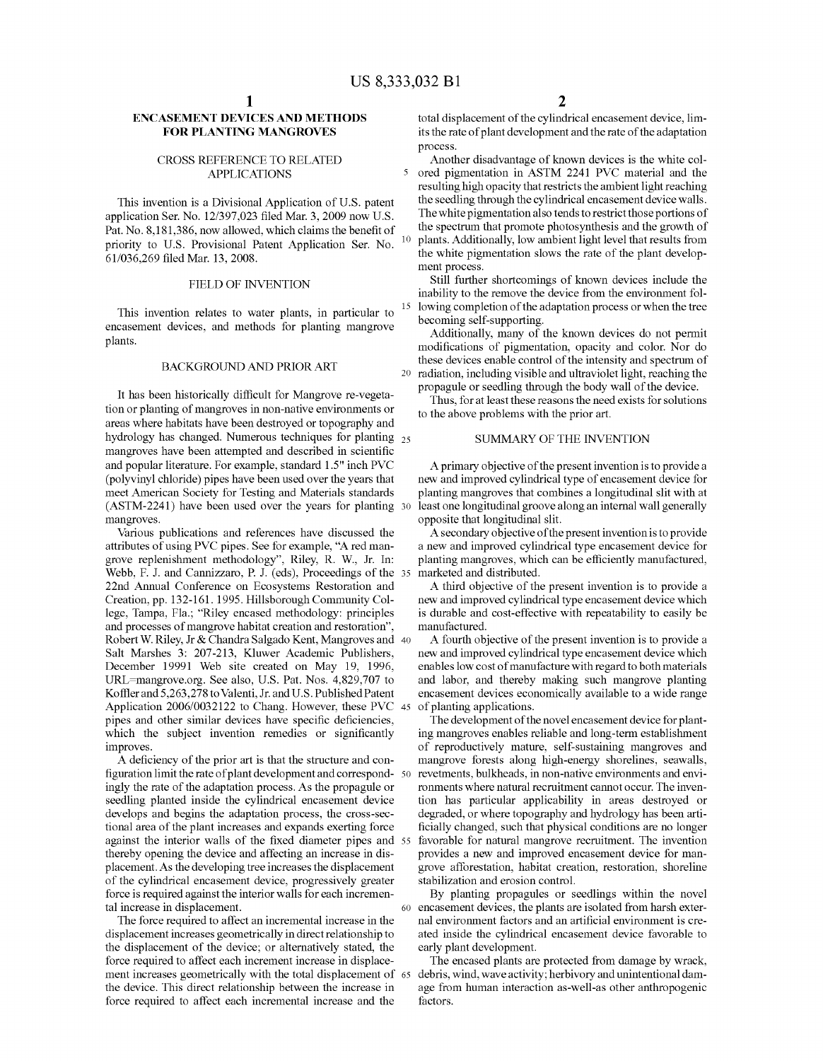# ENCASEMENT DEVICES AND METHODS FOR PLANTING MANGROVES

## CROSS REFERENCE TO RELATED APPLICATIONS

This invention is a Divisional Application of U.S. patent application Ser. No. 12/397,023 filed Mar. 3, 2009 now U.S. Pat. No. 8,181,386, now allowed, which claims the benefit of priority to U.S. Provisional Patent Application Ser. No. 61/036,269 filed Mar. 13, 2008.

## FIELD OF INVENTION

This invention relates to water plants, in particular to encasement devices, and methods for planting mangrove plants.

## BACKGROUND AND PRIOR ART

It has been historically difficult for Mangrove re-vegetation or planting of mangroves in non-native environments or areas where habitats have been destroyed or topography and hydrology has changed. Numerous techniques for planting mangroves have been attempted and described in scientific and popular literature. For example, standard 1.5" inch PVC (polyvinyl chloride) pipes have been used over the years that meet American Society for Testing and Materials standards (ASTM-2241) have been used over the years for planting mangroves.

Various publications and references have discussed the attributes of using PVC pipes. See for example, "A red mangrove replenishment methodology", Riley, R. W., Jr. In: Webb, F. J. and Cannizzaro, P. J. (eds), Proceedings of the 22nd Annual Conference on Ecosystems Restoration and Creation, pp. 132-161. 1995. Hillsborough Community College, Tampa, Fla.; "Riley encased methodology: principles and processes of mangrove habitat creation and restoration", Robert W. Riley, Jr & Chandra Salgado Kent, Mangroves and Salt Marshes 3: 207-213, Kluwer Academic Publishers, December 19991 Web site created on May 19, 1996, URL=mangrove.org. See also, U.S. Pat. Nos. 4,829,707 to Koffler and 5,263,278 to Valenti, Jr. and U.S. Published Patent Application 2006/0032122 to Chang. However, these PVC pipes and other similar devices have specific deficiencies, which the subject invention remedies or significantly improves.

A deficiency of the prior art is that the structure and configuration limit the rate of plant development and correspondingly the rate of the adaptation process. As the propagule or seedling planted inside the cylindrical encasement device develops and begins the adaptation process, the cross-sectional area of the plant increases and expands exerting force against the interior walls of the fixed diameter pipes and thereby opening the device and affecting an increase in displacement. As the developing tree increases the displacement of the cylindrical encasement device, progressively greater force is required against the interior walls for each incremental increase in displacement.

The force required to affect an incremental increase in the displacement increases geometrically in direct relationship to the displacement of the device; or alternatively stated, the force required to affect each increment increase in displacement increases geometrically with the total displacement of the device. This direct relationship between the increase in force required to affect each incremental increase and the total displacement of the cylindrical encasement device, limits the rate of plant development and the rate of the adaptation process.

Another disadvantage of known devices is the white colored pigmentation in ASTM 2241 PVC material and the resulting high opacity that restricts the ambient light reaching the seedling through the cylindrical encasement device walls. The white pigmentation also tends to restrict those portions of the spectrum that promote photosynthesis and the growth of plants. Additionally, low ambient light level that results from the white pigmentation slows the rate of the plant development process.

Still further shortcomings of known devices include the inability to the remove the device from the environment following completion of the adaptation process or when the tree becoming self-supporting.

Additionally, many of the known devices do not permit modifications of pigmentation, opacity and color. Nor do these devices enable control of the intensity and spectrum of radiation, including visible and ultraviolet light, reaching the propagule or seedling through the body wall of the device.

Thus, for at least these reasons the need exists for solutions to the above problems with the prior art.

## SUMMARY OF THE INVENTION

A primary objective of the present invention is to provide a new and improved cylindrical type of encasement device for planting mangroves that combines a longitudinal slit with at least one longitudinal groove along an internal wall generally opposite that longitudinal slit.

A secondary objective of the present invention is to provide a new and improved cylindrical type encasement device for planting mangroves, which can be efficiently manufactured, marketed and distributed.

A third objective of the present invention is to provide a new and improved cylindrical type encasement device which is durable and cost-effective with repeatability to easily be manufactured.

A fourth objective of the present invention is to provide a new and improved cylindrical type encasement device which enables low cost of manufacture with regard to both materials and labor, and thereby making such mangrove planting encasement devices economically available to a wide range of planting applications.

The development of the novel encasement device for planting mangroves enables reliable and long-term establishment of reproductively mature, self-sustaining mangroves and mangrove forests along high-energy shorelines, seawalls, revetments, bulkheads, in non-native environments and environments where natural recruitment cannot occur. The invention has particular applicability in areas destroyed or degraded, or where topography and hydrology has been artificially changed, such that physical conditions are no longer favorable for natural mangrove recruitment. The invention provides a new and improved encasement device for mangrove afforestation, habitat creation, restoration, shoreline stabilization and erosion control.

By planting propagules or seedlings within the novel encasement devices, the plants are isolated from harsh external environment factors and an artificial environment is created inside the cylindrical encasement device favorable to early plant development.

The encased plants are protected from damage by wrack, debris, wind, wave activity; herbivory and unintentional damage from human interaction as-well-as other anthropogenic factors.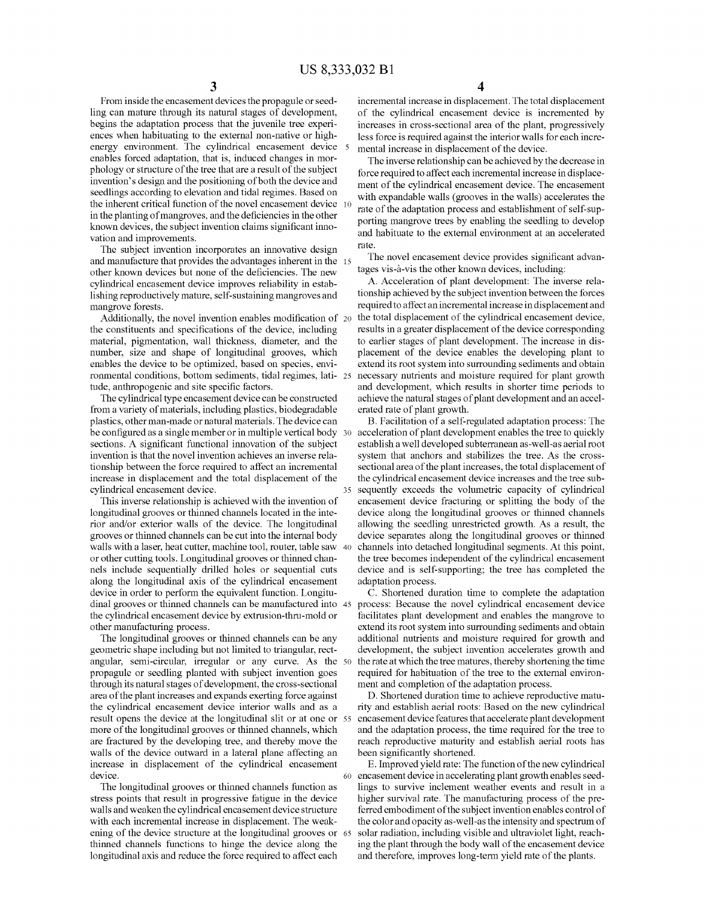From inside the encasement devices the propagule or seedling can mature through its natural stages of development, begins the adaptation process that the juvenile tree experiences when habituating to the external non-native or high-energy environment. The cylindrical encasement device enables forced adaptation, that is, induced changes in morphology or structure of the tree that are a result of the subject invention's design and the positioning of both the device and seedlings according to elevation and tidal regimes. Based on the inherent critical function of the novel encasement device in the planting of mangroves, and the deficiencies in the other known devices, the subject invention claims significant innovation and improvements.

The subject invention incorporates an innovative design and manufacture that provides the advantages inherent in the other known devices but none of the deficiencies. The new cylindrical encasement device improves reliability in establishing reproductively mature, self-sustaining mangroves and mangrove forests.

Additionally, the novel invention enables modification of the constituents and specifications of the device, including material, pigmentation, wall thickness, diameter, and the number, size and shape of longitudinal grooves, which enables the device to be optimized, based on species, environmental conditions, bottom sediments, tidal regimes, latitude, anthropogenic and site specific factors.

The cylindrical type encasement device can be constructed from a variety of materials, including plastics, biodegradable plastics, other man-made or natural materials. The device can be configured as a single member or in multiple vertical body sections. A significant functional innovation of the subject invention is that the novel invention achieves an inverse relationship between the force required to affect an incremental increase in displacement and the total displacement of the cylindrical encasement device.

This inverse relationship is achieved with the invention of longitudinal grooves or thinned channels located in the interior and/or exterior walls of the device. The longitudinal grooves or thinned channels can be cut into the internal body walls with a laser, heat cutter, machine tool, router, table saw or other cutting tools. Longitudinal grooves or thinned channels include sequentially drilled holes or sequential cuts along the longitudinal axis of the cylindrical encasement device in order to perform the equivalent function. Longitudinal grooves or thinned channels can be manufactured into the cylindrical encasement device by extrusion-thru-mold or other manufacturing process.

The longitudinal grooves or thinned channels can be any geometric shape including but not limited to triangular, rectangular, semi-circular, irregular or any curve. As the propagule or seedling planted with subject invention goes through its natural stages of development, the cross-sectional area of the plant increases and expands exerting force against the cylindrical encasement device interior walls and as a result opens the device at the longitudinal slit or at one or more of the longitudinal grooves or thinned channels, which are fractured by the developing tree, and thereby move the walls of the device outward in a lateral plane affecting an increase in displacement of the cylindrical encasement device.

The longitudinal grooves or thinned channels function as stress points that result in progressive fatigue in the device walls and weaken the cylindrical encasement device structure with each incremental increase in displacement. The weakening of the device structure at the longitudinal grooves or thinned channels functions to hinge the device along the longitudinal axis and reduce the force required to affect each incremental increase in displacement. The total displacement of the cylindrical encasement device is incremented by increases in cross-sectional area of the plant, progressively less force is required against the interior walls for each incremental increase in displacement of the device.

The inverse relationship can be achieved by the decrease in force required to affect each incremental increase in displacement of the cylindrical encasement device. The encasement with expandable walls (grooves in the walls) accelerates the rate of the adaptation process and establishment of self-supporting mangrove trees by enabling the seedling to develop and habituate to the external environment at an accelerated rate.

The novel encasement device provides significant advantages vis-à-vis the other known devices, including:

A. Acceleration of plant development: The inverse relationship achieved by the subject invention between the forces required to affect an incremental increase in displacement and the total displacement of the cylindrical encasement device, results in a greater displacement of the device corresponding to earlier stages of plant development. The increase in displacement of the device enables the developing plant to extend its root system into surrounding sediments and obtain necessary nutrients and moisture required for plant growth and development, which results in shorter time periods to achieve the natural stages of plant development and an accelerated rate of plant growth.

B. Facilitation of a self-regulated adaptation process: The acceleration of plant development enables the tree to quickly establish a well developed subterranean as-well-as aerial root system that anchors and stabilizes the tree. As the cross-sectional area of the plant increases, the total displacement of the cylindrical encasement device increases and the tree subsequently exceeds the volumetric capacity of cylindrical encasement device fracturing or splitting the body of the device along the longitudinal grooves or thinned channels allowing the seedling unrestricted growth. As a result, the device separates along the longitudinal grooves or thinned channels into detached longitudinal segments. At this point, the tree becomes independent of the cylindrical encasement device and is self-supporting; the tree has completed the adaptation process.

C. Shortened duration time to complete the adaptation process: Because the novel cylindrical encasement device facilitates plant development and enables the mangrove to extend its root system into surrounding sediments and obtain additional nutrients and moisture required for growth and development, the subject invention accelerates growth and the rate at which the tree matures, thereby shortening the time required for habituation of the tree to the external environment and completion of the adaptation process.

D. Shortened duration time to achieve reproductive maturity and establish aerial roots: Based on the new cylindrical encasement device features that accelerate plant development and the adaptation process, the time required for the tree to reach reproductive maturity and establish aerial roots has been significantly shortened.

E. Improved yield rate: The function of the new cylindrical encasement device in accelerating plant growth enables seedlings to survive inclement weather events and result in a higher survival rate. The manufacturing process of the preferred embodiment of the subject invention enables control of the color and opacity as-well-as the intensity and spectrum of solar radiation, including visible and ultraviolet light, reaching the plant through the body wall of the encasement device and therefore, improves long-term yield rate of the plants.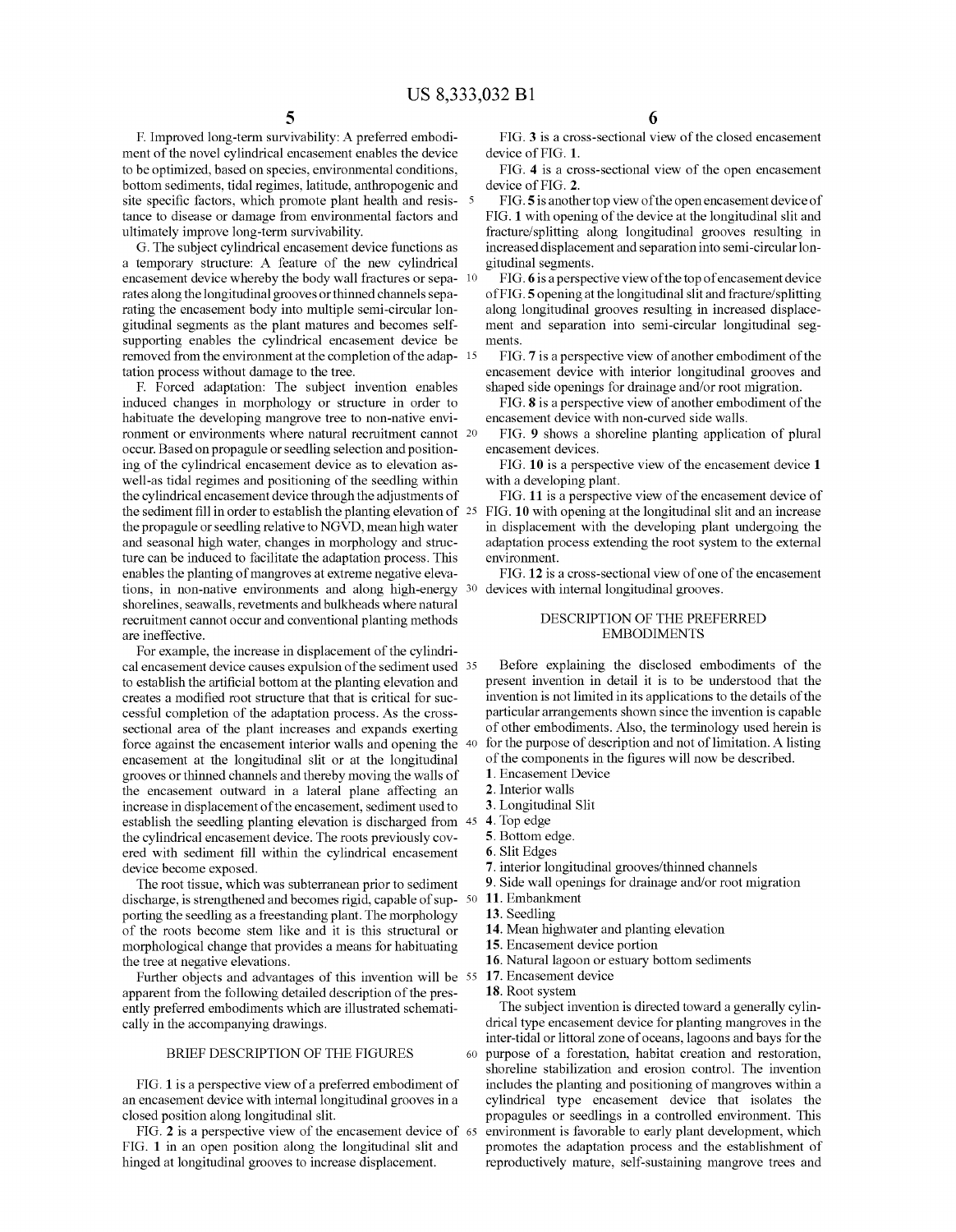F. Improved long-term survivability: A preferred embodiment of the novel cylindrical encasement enables the device to be optimized, based on species, environmental conditions, bottom sediments, tidal regimes, latitude, anthropogenic and site specific factors, which promote plant health and resistance to disease or damage from environmental factors and ultimately improve long-term survivability.

G. The subject cylindrical encasement device functions as a temporary structure: A feature of the new cylindrical encasement device whereby the body wall fractures or separates along the longitudinal grooves or thinned channels separating the encasement body into multiple semi-circular longitudinal segments as the plant matures and becomes self-supporting enables the cylindrical encasement device be removed from the environment at the completion of the adaptation process without damage to the tree.

F. Forced adaptation: The subject invention enables induced changes in morphology or structure in order to habituate the developing mangrove tree to non-native environment or environments where natural recruitment cannot occur. Based on propagule or seedling selection and positioning of the cylindrical encasement device as to elevation as-well-as tidal regimes and positioning of the seedling within the cylindrical encasement device through the adjustments of the sediment fill in order to establish the planting elevation of the propagule or seedling relative to NGVD, mean high water and seasonal high water, changes in morphology and structure can be induced to facilitate the adaptation process. This enables the planting of mangroves at extreme negative elevations, in non-native environments and along high-energy shorelines, seawalls, revetments and bulkheads where natural recruitment cannot occur and conventional planting methods are ineffective.

For example, the increase in displacement of the cylindrical encasement device causes expulsion of the sediment used to establish the artificial bottom at the planting elevation and creates a modified root structure that that is critical for successful completion of the adaptation process. As the cross-sectional area of the plant increases and expands exerting force against the encasement interior walls and opening the encasement at the longitudinal slit or at the longitudinal grooves or thinned channels and thereby moving the walls of the encasement outward in a lateral plane affecting an increase in displacement of the encasement, sediment used to establish the seedling planting elevation is discharged from the cylindrical encasement device. The roots previously covered with sediment fill within the cylindrical encasement device become exposed.

The root tissue, which was subterranean prior to sediment discharge, is strengthened and becomes rigid, capable of supporting the seedling as a freestanding plant. The morphology of the roots become stem like and it is this structural or morphological change that provides a means for habituating the tree at negative elevations.

Further objects and advantages of this invention will be apparent from the following detailed description of the presently preferred embodiments which are illustrated schematically in the accompanying drawings.

## BRIEF DESCRIPTION OF THE FIGURES

FIG. 1 is a perspective view of a preferred embodiment of an encasement device with internal longitudinal grooves in a closed position along longitudinal slit.

FIG. 2 is a perspective view of the encasement device of FIG. 1 in an open position along the longitudinal slit and hinged at longitudinal grooves to increase displacement.

FIG. 3 is a cross-sectional view of the closed encasement device of FIG. 1.

FIG. 4 is a cross-sectional view of the open encasement device of FIG. 2.

FIG. 5 is another top view of the open encasement device of FIG. 1 with opening of the device at the longitudinal slit and fracture/splitting along longitudinal grooves resulting in increased displacement and separation into semi-circular longitudinal segments.

FIG. 6 is a perspective view of the top of encasement device of FIG. 5 opening at the longitudinal slit and fracture/splitting along longitudinal grooves resulting in increased displacement and separation into semi-circular longitudinal segments.

FIG. 7 is a perspective view of another embodiment of the encasement device with interior longitudinal grooves and shaped side openings for drainage and/or root migration.

FIG. 8 is a perspective view of another embodiment of the encasement device with non-curved side walls.

FIG. 9 shows a shoreline planting application of plural encasement devices.

FIG. 10 is a perspective view of the encasement device 1 with a developing plant.

FIG. 11 is a perspective view of the encasement device of FIG. 10 with opening at the longitudinal slit and an increase in displacement with the developing plant undergoing the adaptation process extending the root system to the external environment.

FIG. 12 is a cross-sectional view of one of the encasement devices with internal longitudinal grooves.

## DESCRIPTION OF THE PREFERRED EMBODIMENTS

Before explaining the disclosed embodiments of the present invention in detail it is to be understood that the invention is not limited in its applications to the details of the particular arrangements shown since the invention is capable of other embodiments. Also, the terminology used herein is for the purpose of description and not of limitation. A listing of the components in the figures will now be described.

1. Encasement Device
2. Interior walls
3. Longitudinal Slit
4. Top edge
5. Bottom edge.
6. Slit Edges
7. interior longitudinal grooves/thinned channels
9. Side wall openings for drainage and/or root migration
11. Embankment
13. Seedling
14. Mean highwater and planting elevation
15. Encasement device portion
16. Natural lagoon or estuary bottom sediments
17. Encasement device
18. Root system

The subject invention is directed toward a generally cylindrical type encasement device for planting mangroves in the inter-tidal or littoral zone of oceans, lagoons and bays for the purpose of a forestation, habitat creation and restoration, shoreline stabilization and erosion control. The invention includes the planting and positioning of mangroves within a cylindrical type encasement device that isolates the propagules or seedlings in a controlled environment. This environment is favorable to early plant development, which promotes the adaptation process and the establishment of reproductively mature, self-sustaining mangrove trees and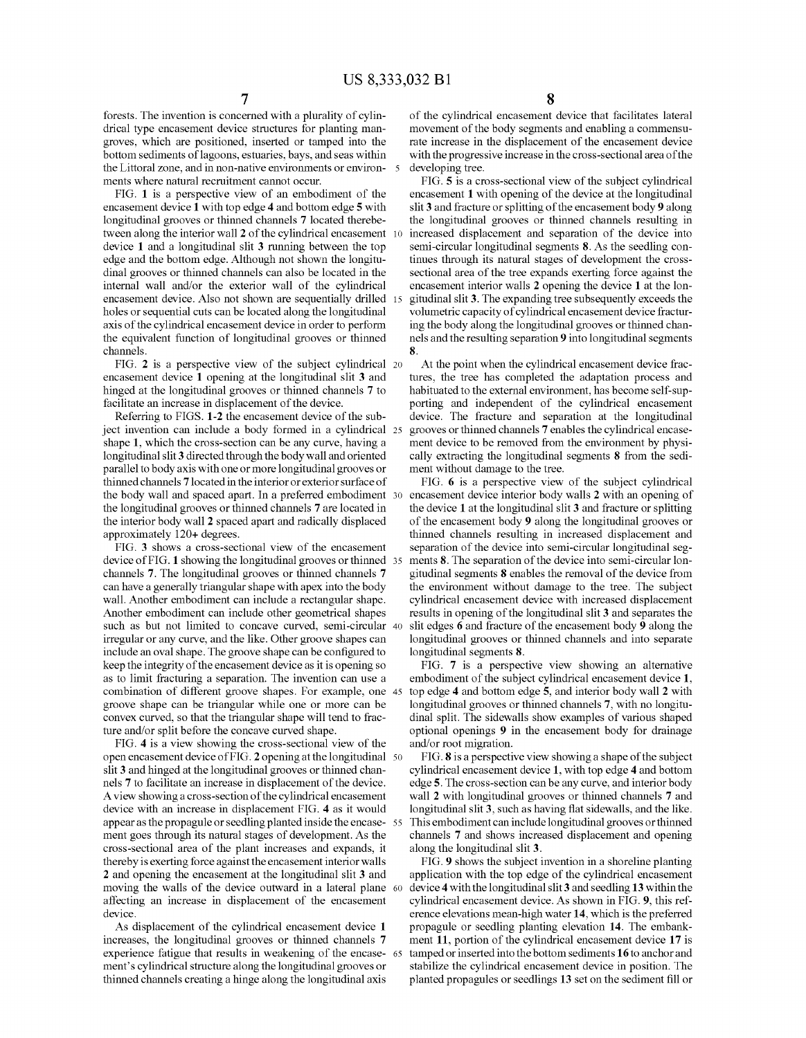forests. The invention is concerned with a plurality of cylindrical type encasement device structures for planting mangroves, which are positioned, inserted or tamped into the bottom sediments of lagoons, estuaries, bays, and seas within the Littoral zone, and in non-native environments or environments where natural recruitment cannot occur.

FIG. 1 is a perspective view of an embodiment of the encasement device 1 with top edge 4 and bottom edge 5 with longitudinal grooves or thinned channels 7 located therebetween along the interior wall 2 of the cylindrical encasement device 1 and a longitudinal slit 3 running between the top edge and the bottom edge. Although not shown the longitudinal grooves or thinned channels can also be located in the internal wall and/or the exterior wall of the cylindrical encasement device. Also not shown are sequentially drilled holes or sequential cuts can be located along the longitudinal axis of the cylindrical encasement device in order to perform the equivalent function of longitudinal grooves or thinned channels.

FIG. 2 is a perspective view of the subject cylindrical encasement device 1 opening at the longitudinal slit 3 and hinged at the longitudinal grooves or thinned channels 7 to facilitate an increase in displacement of the device.

Referring to FIGS. 1-2 the encasement device of the subject invention can include a body formed in a cylindrical shape 1, which the cross-section can be any curve, having a longitudinal slit 3 directed through the body wall and oriented parallel to body axis with one or more longitudinal grooves or thinned channels 7 located in the interior or exterior surface of the body wall and spaced apart. In a preferred embodiment the longitudinal grooves or thinned channels 7 are located in the interior body wall 2 spaced apart and radically displaced approximately 120+ degrees.

FIG. 3 shows a cross-sectional view of the encasement device of FIG. 1 showing the longitudinal grooves or thinned channels 7. The longitudinal grooves or thinned channels 7 can have a generally triangular shape with apex into the body wall. Another embodiment can include a rectangular shape. Another embodiment can include other geometrical shapes such as but not limited to concave curved, semi-circular irregular or any curve, and the like. Other groove shapes can include an oval shape. The groove shape can be configured to keep the integrity of the encasement device as it is opening so as to limit fracturing a separation. The invention can use a combination of different groove shapes. For example, one groove shape can be triangular while one or more can be convex curved, so that the triangular shape will tend to fracture and/or split before the concave curved shape.

FIG. 4 is a view showing the cross-sectional view of the open encasement device of FIG. 2 opening at the longitudinal slit 3 and hinged at the longitudinal grooves or thinned channels 7 to facilitate an increase in displacement of the device. A view showing a cross-section of the cylindrical encasement device with an increase in displacement FIG. 4 as it would appear as the propagule or seedling planted inside the encasement goes through its natural stages of development. As the cross-sectional area of the plant increases and expands, it thereby is exerting force against the encasement interior walls 2 and opening the encasement at the longitudinal slit 3 and moving the walls of the device outward in a lateral plane affecting an increase in displacement of the encasement device.

As displacement of the cylindrical encasement device 1 increases, the longitudinal grooves or thinned channels 7 experience fatigue that results in weakening of the encasement's cylindrical structure along the longitudinal grooves or thinned channels creating a hinge along the longitudinal axis of the cylindrical encasement device that facilitates lateral movement of the body segments and enabling a commensurate increase in the displacement of the encasement device with the progressive increase in the cross-sectional area of the developing tree.

FIG. 5 is a cross-sectional view of the subject cylindrical encasement 1 with opening of the device at the longitudinal slit 3 and fracture or splitting of the encasement body 9 along the longitudinal grooves or thinned channels resulting in increased displacement and separation of the device into semi-circular longitudinal segments 8. As the seedling continues through its natural stages of development the cross-sectional area of the tree expands exerting force against the encasement interior walls 2 opening the device 1 at the longitudinal slit 3. The expanding tree subsequently exceeds the volumetric capacity of cylindrical encasement device fracturing the body along the longitudinal grooves or thinned channels and the resulting separation 9 into longitudinal segments 8.

At the point when the cylindrical encasement device fractures, the tree has completed the adaptation process and habituated to the external environment, has become self-supporting and independent of the cylindrical encasement device. The fracture and separation at the longitudinal grooves or thinned channels 7 enables the cylindrical encasement device to be removed from the environment by physically extracting the longitudinal segments 8 from the sediment without damage to the tree.

FIG. 6 is a perspective view of the subject cylindrical encasement device interior body walls 2 with an opening of the device 1 at the longitudinal slit 3 and fracture or splitting of the encasement body 9 along the longitudinal grooves or thinned channels resulting in increased displacement and separation of the device into semi-circular longitudinal segments 8. The separation of the device into semi-circular longitudinal segments 8 enables the removal of the device from the environment without damage to the tree. The subject cylindrical encasement device with increased displacement results in opening of the longitudinal slit 3 and separates the slit edges 6 and fracture of the encasement body 9 along the longitudinal grooves or thinned channels and into separate longitudinal segments 8.

FIG. 7 is a perspective view showing an alternative embodiment of the subject cylindrical encasement device 1, top edge 4 and bottom edge 5, and interior body wall 2 with longitudinal grooves or thinned channels 7, with no longitudinal split. The sidewalls show examples of various shaped optional openings 9 in the encasement body for drainage and/or root migration.

FIG. 8 is a perspective view showing a shape of the subject cylindrical encasement device 1, with top edge 4 and bottom edge 5. The cross-section can be any curve, and interior body wall 2 with longitudinal grooves or thinned channels 7 and longitudinal slit 3, such as having flat sidewalls, and the like. This embodiment can include longitudinal grooves or thinned channels 7 and shows increased displacement and opening along the longitudinal slit 3.

FIG. 9 shows the subject invention in a shoreline planting application with the top edge of the cylindrical encasement device 4 with the longitudinal slit 3 and seedling 13 within the cylindrical encasement device. As shown in FIG. 9, this reference elevations mean-high water 14, which is the preferred propagule or seedling planting elevation 14. The embankment 11, portion of the cylindrical encasement device 17 is tamped or inserted into the bottom sediments 16 to anchor and stabilize the cylindrical encasement device in position. The planted propagules or seedlings 13 set on the sediment fill or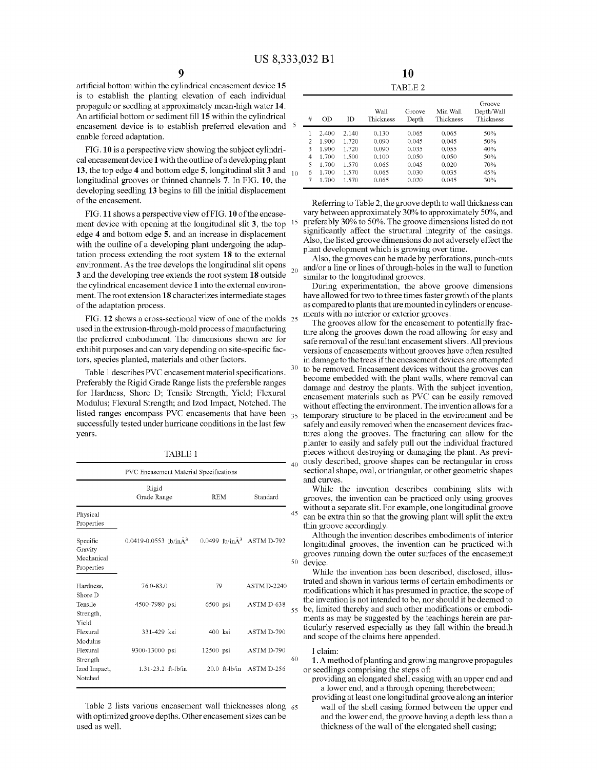artificial bottom within the cylindrical encasement device 15 is to establish the planting elevation of each individual propagule or seedling at approximately mean-high water 14. An artificial bottom or sediment fill 15 within the cylindrical encasement device is to establish preferred elevation and enable forced adaptation.

FIG. 10 is a perspective view showing the subject cylindrical encasement device 1 with the outline of a developing plant 13, the top edge 4 and bottom edge 5, longitudinal slit 3 and longitudinal grooves or thinned channels 7. In FIG. 10, the developing seedling 13 begins to fill the initial displacement of the encasement.

FIG. 11 shows a perspective view of FIG. 10 of the encasement device with opening at the longitudinal slit 3, the top edge 4 and bottom edge 5, and an increase in displacement with the outline of a developing plant undergoing the adaptation process extending the root system 18 to the external environment. As the tree develops the longitudinal slit opens 3 and the developing tree extends the root system 18 outside the cylindrical encasement device 1 into the external environment. The root extension 18 characterizes intermediate stages of the adaptation process.

FIG. 12 shows a cross-sectional view of one of the molds used in the extrusion-through-mold process of manufacturing the preferred embodiment. The dimensions shown are for exhibit purposes and can vary depending on site-specific factors, species planted, materials and other factors.

Table 1 describes PVC encasement material specifications. Preferably the Rigid Grade Range lists the preferable ranges for Hardness, Shore D; Tensile Strength, Yield; Flexural Modulus; Flexural Strength; and Izod Impact, Notched. The listed ranges encompass PVC encasements that have been successfully tested under hurricane conditions in the last few years.

TABLE 1

| PVC Encasement Material Specifications | | | |
|---|---|---|---|
| | Rigid Grade Range | REM | Standard |
| Physical Properties | | | |
| Specific Gravity | 0.0419-0.0553 lb/inÂ3 | 0.0499 lb/inÂ3 | ASTM D-792 |
| Mechanical Properties | | | |
| Hardness, Shore D | 76.0-83.0 | 79 | ASTM D-2240 |
| Tensile Strength, Yield | 4500-7980 psi | 6500 psi | ASTM D-638 |
| Flexural Modulus | 331-429 ksi | 400 ksi | ASTM D-790 |
| Flexural Strength | 9300-13000 psi | 12500 psi | ASTM D-790 |
| Izod Impact, Notched | 1.31-23.2 ft-lb/in | 20.0 ft-lb/in | ASTM D-256 |

Table 2 lists various encasement wall thicknesses along with optimized groove depths. Other encasement sizes can be used as well.

TABLE 2

| # | OD | ID | Wall Thickness | Groove Depth | Min Wall Thickness | Groove Depth/Wall Thickness |
|---|---|---|---|---|---|---|
| 1 | 2.400 | 2.140 | 0.130 | 0.065 | 0.065 | 50% |
| 2 | 1.900 | 1.720 | 0.090 | 0.045 | 0.045 | 50% |
| 3 | 1.900 | 1.720 | 0.090 | 0.035 | 0.055 | 40% |
| 4 | 1.700 | 1.500 | 0.100 | 0.050 | 0.050 | 50% |
| 5 | 1.700 | 1.570 | 0.065 | 0.045 | 0.020 | 70% |
| 6 | 1.700 | 1.570 | 0.065 | 0.030 | 0.035 | 45% |
| 7 | 1.700 | 1.570 | 0.065 | 0.020 | 0.045 | 30% |

Referring to Table 2, the groove depth to wall thickness can vary between approximately 30% to approximately 50%, and preferably 30% to 50%. The groove dimensions listed do not significantly affect the structural integrity of the casings. Also, the listed groove dimensions do not adversely effect the plant development which is growing over time.

Also, the grooves can be made by perforations, punch-outs and/or a line or lines of through-holes in the wall to function similar to the longitudinal grooves.

During experimentation, the above groove dimensions have allowed for two to three times faster growth of the plants as compared to plants that are mounted in cylinders or encasements with no interior or exterior grooves.

The grooves allow for the encasement to potentially fracture along the grooves down the road allowing for easy and safe removal of the resultant encasement slivers. All previous versions of encasements without grooves have often resulted in damage to the trees if the encasement devices are attempted to be removed. Encasement devices without the grooves can become embedded with the plant walls, where removal can damage and destroy the plants. With the subject invention, encasement materials such as PVC can be easily removed without effecting the environment. The invention allows for a temporary structure to be placed in the environment and be safely and easily removed when the encasement devices fractures along the grooves. The fracturing can allow for the planter to easily and safely pull out the individual fractured pieces without destroying or damaging the plant. As previously described, groove shapes can be rectangular in cross sectional shape, oval, or triangular, or other geometric shapes and curves.

While the invention describes combining slits with grooves, the invention can be practiced only using grooves without a separate slit. For example, one longitudinal groove can be extra thin so that the growing plant will split the extra thin groove accordingly.

Although the invention describes embodiments of interior longitudinal grooves, the invention can be practiced with grooves running down the outer surfaces of the encasement device.

While the invention has been described, disclosed, illustrated and shown in various terms of certain embodiments or modifications which it has presumed in practice, the scope of the invention is not intended to be, nor should it be deemed to be, limited thereby and such other modifications or embodiments as may be suggested by the teachings herein are particularly reserved especially as they fall within the breadth and scope of the claims here appended.

I claim:

1. A method of planting and growing mangrove propagules or seedlings comprising the steps of:
   - providing an elongated shell casing with an upper end and a lower end, and a through opening therebetween;
   - providing at least one longitudinal groove along an interior wall of the shell casing formed between the upper end and the lower end, the groove having a depth less than a thickness of the wall of the elongated shell casing;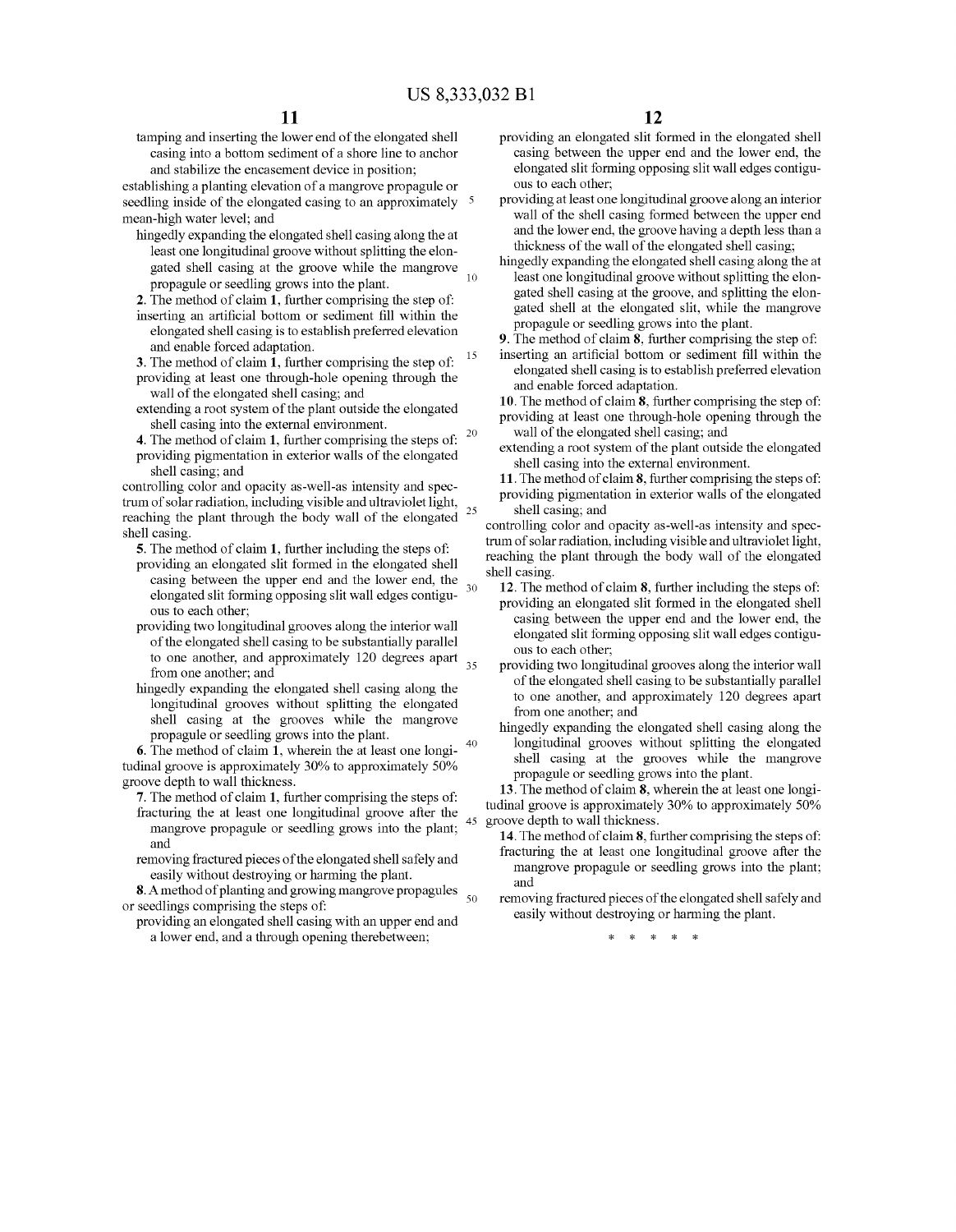tamping and inserting the lower end of the elongated shell casing into a bottom sediment of a shore line to anchor and stabilize the encasement device in position;

establishing a planting elevation of a mangrove propagule or seedling inside of the elongated casing to an approximately mean-high water level; and

hingedly expanding the elongated shell casing along the at least one longitudinal groove without splitting the elongated shell casing at the groove while the mangrove propagule or seedling grows into the plant.

**2**. The method of claim **1**, further comprising the step of: inserting an artificial bottom or sediment fill within the elongated shell casing is to establish preferred elevation and enable forced adaptation.

**3**. The method of claim **1**, further comprising the step of: providing at least one through-hole opening through the wall of the elongated shell casing; and

extending a root system of the plant outside the elongated shell casing into the external environment.

**4**. The method of claim **1**, further comprising the steps of: providing pigmentation in exterior walls of the elongated shell casing; and

controlling color and opacity as-well-as intensity and spectrum of solar radiation, including visible and ultraviolet light, reaching the plant through the body wall of the elongated shell casing.

**5**. The method of claim **1**, further including the steps of: providing an elongated slit formed in the elongated shell casing between the upper end and the lower end, the elongated slit forming opposing slit wall edges contiguous to each other;

providing two longitudinal grooves along the interior wall of the elongated shell casing to be substantially parallel to one another, and approximately 120 degrees apart from one another; and

hingedly expanding the elongated shell casing along the longitudinal grooves without splitting the elongated shell casing at the grooves while the mangrove propagule or seedling grows into the plant.

**6**. The method of claim **1**, wherein the at least one longitudinal groove is approximately 30% to approximately 50% groove depth to wall thickness.

**7**. The method of claim **1**, further comprising the steps of: fracturing the at least one longitudinal groove after the mangrove propagule or seedling grows into the plant; and

removing fractured pieces of the elongated shell safely and easily without destroying or harming the plant.

**8**. A method of planting and growing mangrove propagules or seedlings comprising the steps of:

providing an elongated shell casing with an upper end and a lower end, and a through opening therebetween;

providing an elongated slit formed in the elongated shell casing between the upper end and the lower end, the elongated slit forming opposing slit wall edges contiguous to each other;

providing at least one longitudinal groove along an interior wall of the shell casing formed between the upper end and the lower end, the groove having a depth less than a thickness of the wall of the elongated shell casing;

hingedly expanding the elongated shell casing along the at least one longitudinal groove without splitting the elongated shell casing at the groove, and splitting the elongated shell at the elongated slit, while the mangrove propagule or seedling grows into the plant.

**9**. The method of claim **8**, further comprising the step of: inserting an artificial bottom or sediment fill within the elongated shell casing is to establish preferred elevation and enable forced adaptation.

**10**. The method of claim **8**, further comprising the step of: providing at least one through-hole opening through the wall of the elongated shell casing; and

extending a root system of the plant outside the elongated shell casing into the external environment.

**11**. The method of claim **8**, further comprising the steps of: providing pigmentation in exterior walls of the elongated shell casing; and

controlling color and opacity as-well-as intensity and spectrum of solar radiation, including visible and ultraviolet light, reaching the plant through the body wall of the elongated shell casing.

**12**. The method of claim **8**, further including the steps of: providing an elongated slit formed in the elongated shell casing between the upper end and the lower end, the elongated slit forming opposing slit wall edges contiguous to each other;

providing two longitudinal grooves along the interior wall of the elongated shell casing to be substantially parallel to one another, and approximately 120 degrees apart from one another; and

hingedly expanding the elongated shell casing along the longitudinal grooves without splitting the elongated shell casing at the grooves while the mangrove propagule or seedling grows into the plant.

**13**. The method of claim **8**, wherein the at least one longitudinal groove is approximately 30% to approximately 50% groove depth to wall thickness.

**14**. The method of claim **8**, further comprising the steps of: fracturing the at least one longitudinal groove after the mangrove propagule or seedling grows into the plant; and

removing fractured pieces of the elongated shell safely and easily without destroying or harming the plant.

\* \* \* \* \*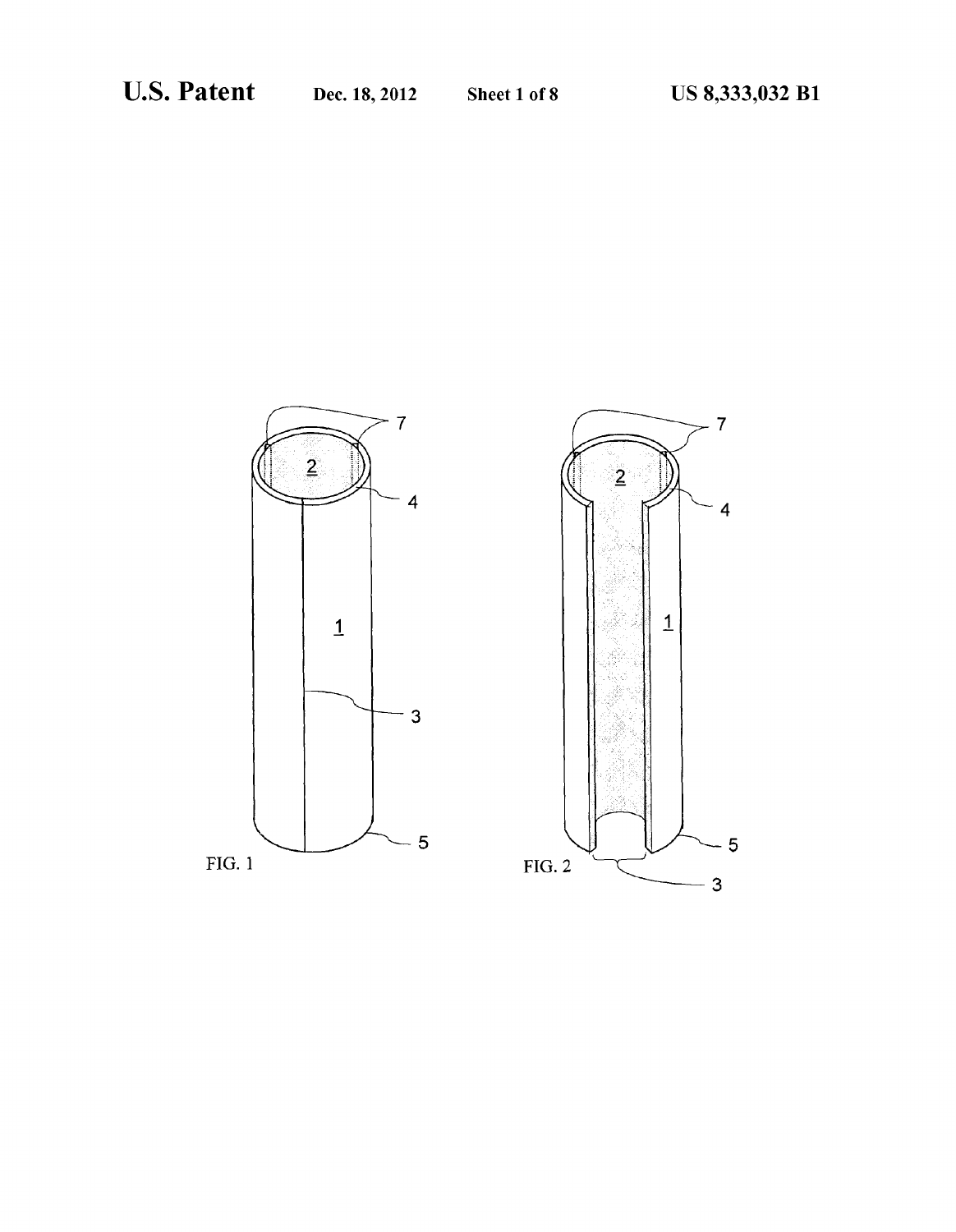FIG. 1

FIG. 2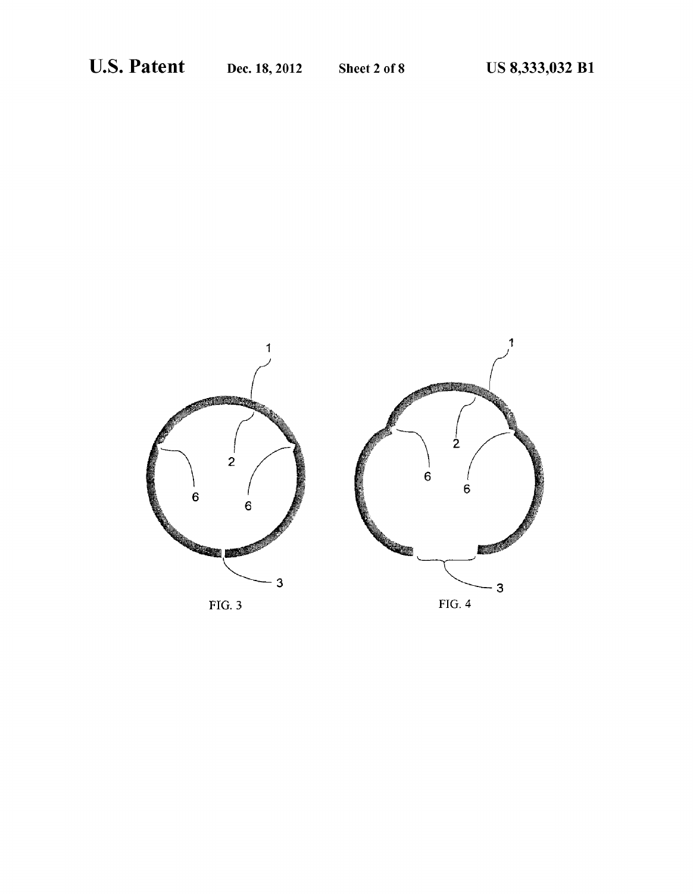FIG. 3

FIG. 4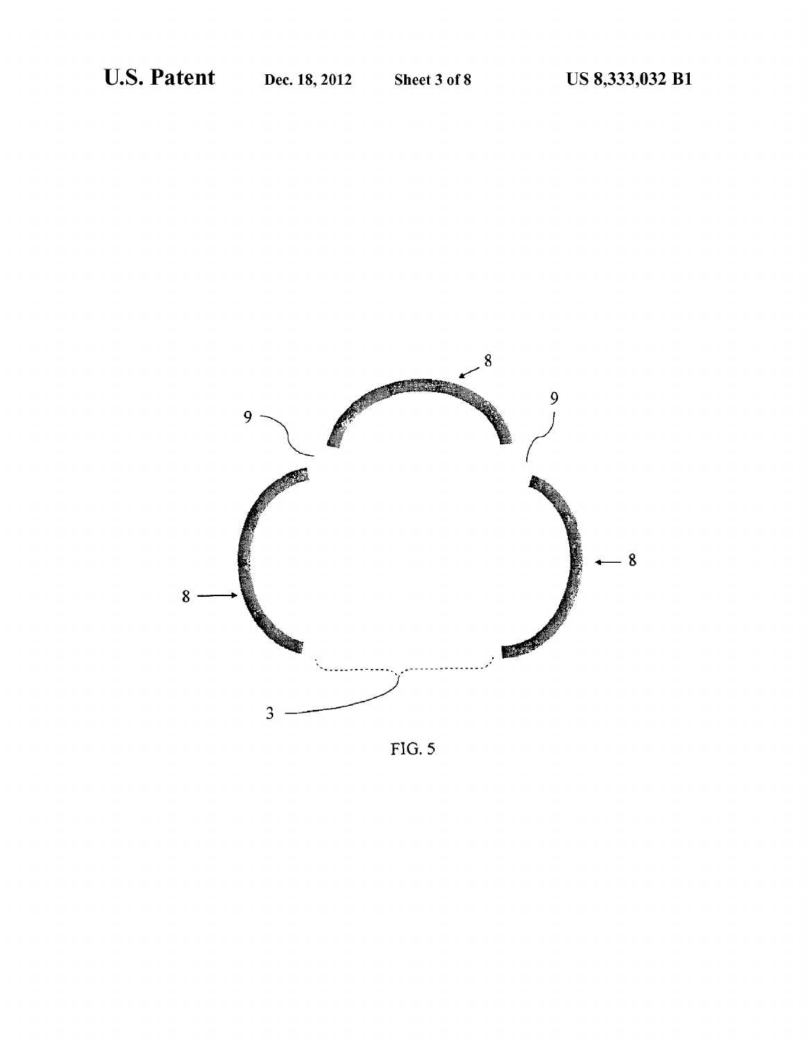FIG. 5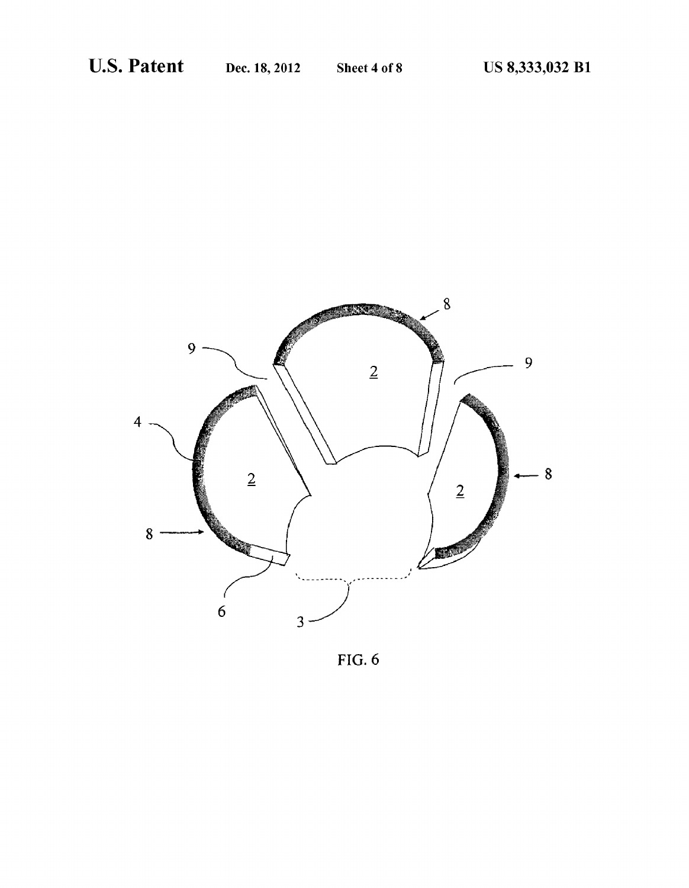FIG. 6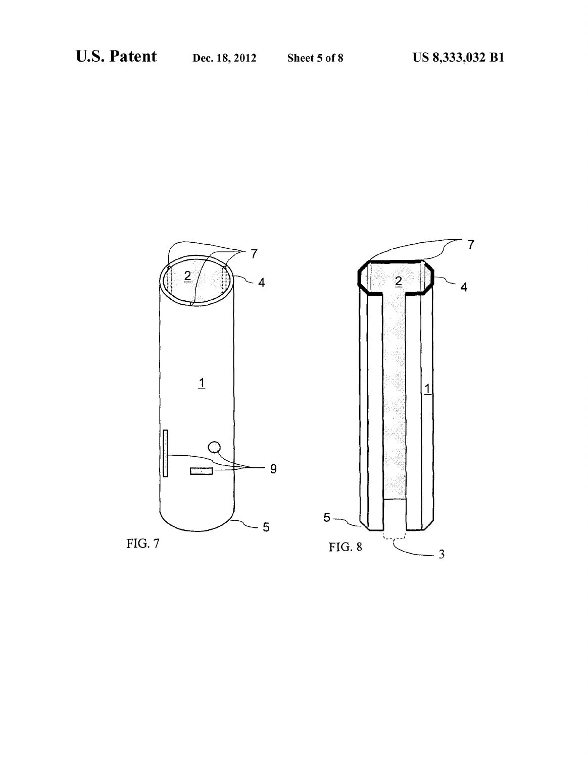FIG. 7

FIG. 8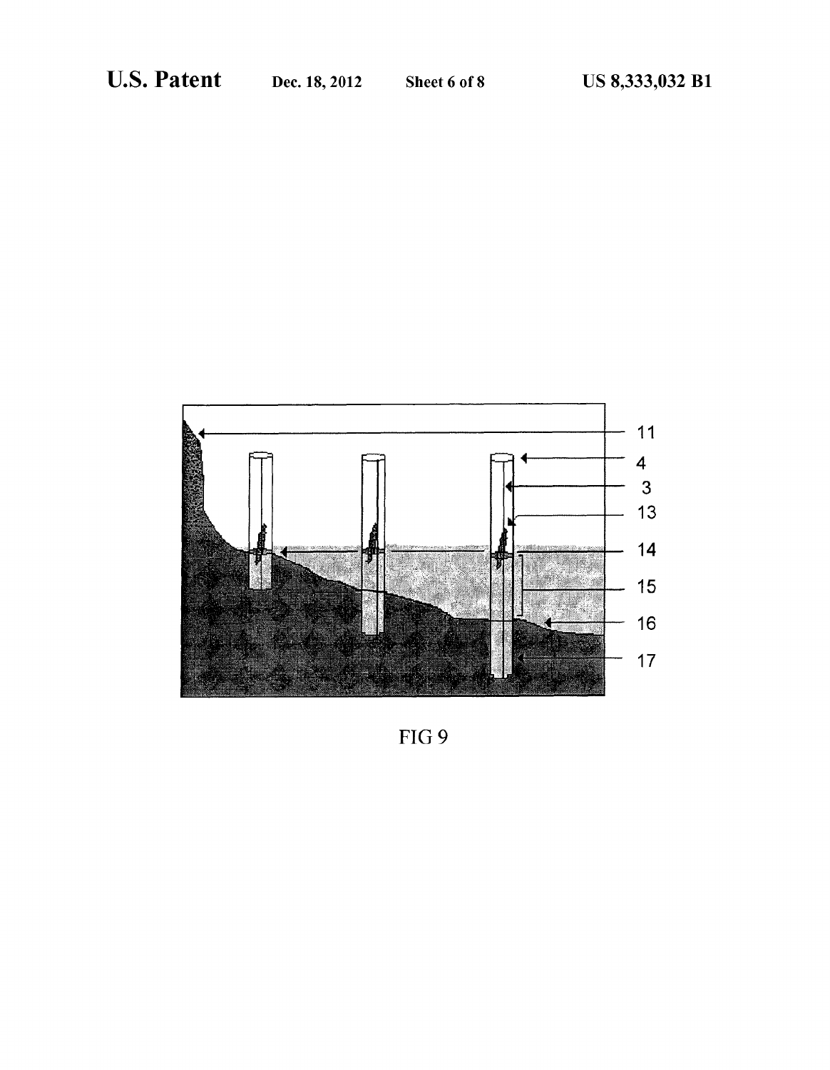11
4
3
13
14
15
16
17

FIG 9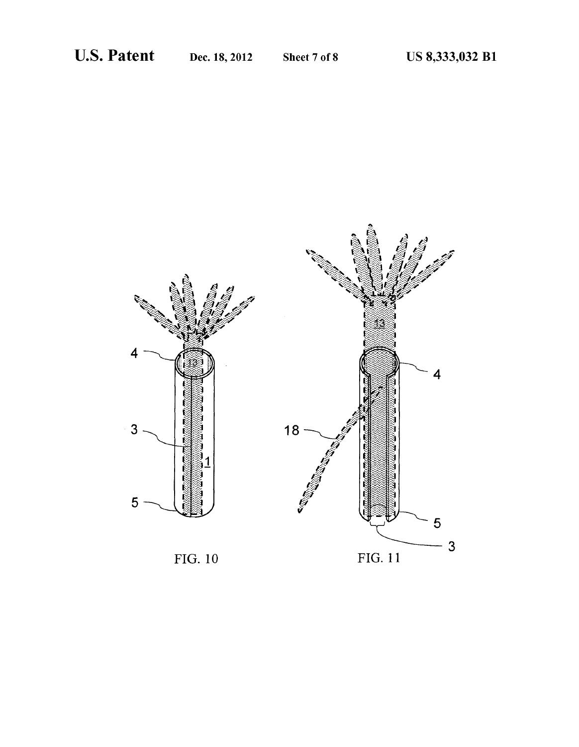FIG. 10

FIG. 11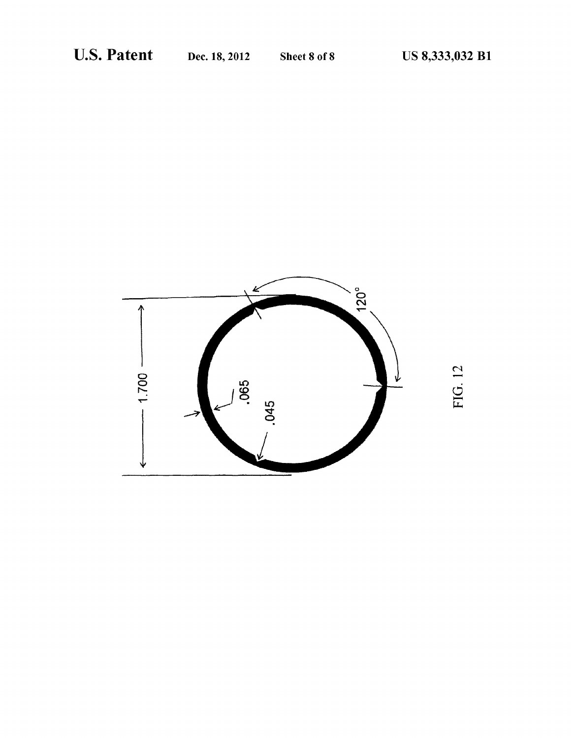120°

1.700

.065

.045

FIG. 12